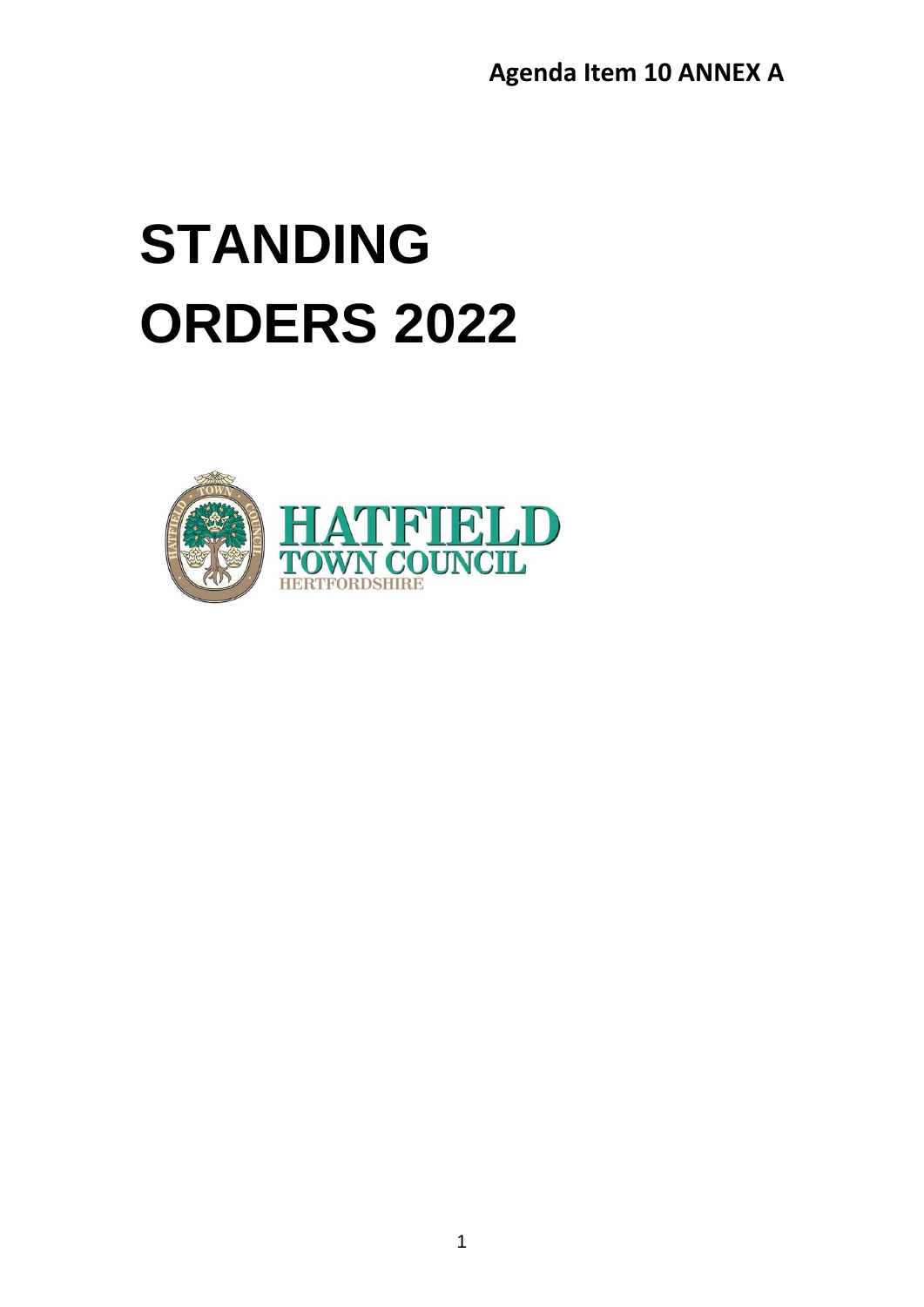**Agenda Item 10 ANNEX A**

# STANDING ORDERS 2022

HATFIELD
TOWN COUNCIL
HERTFORDSHIRE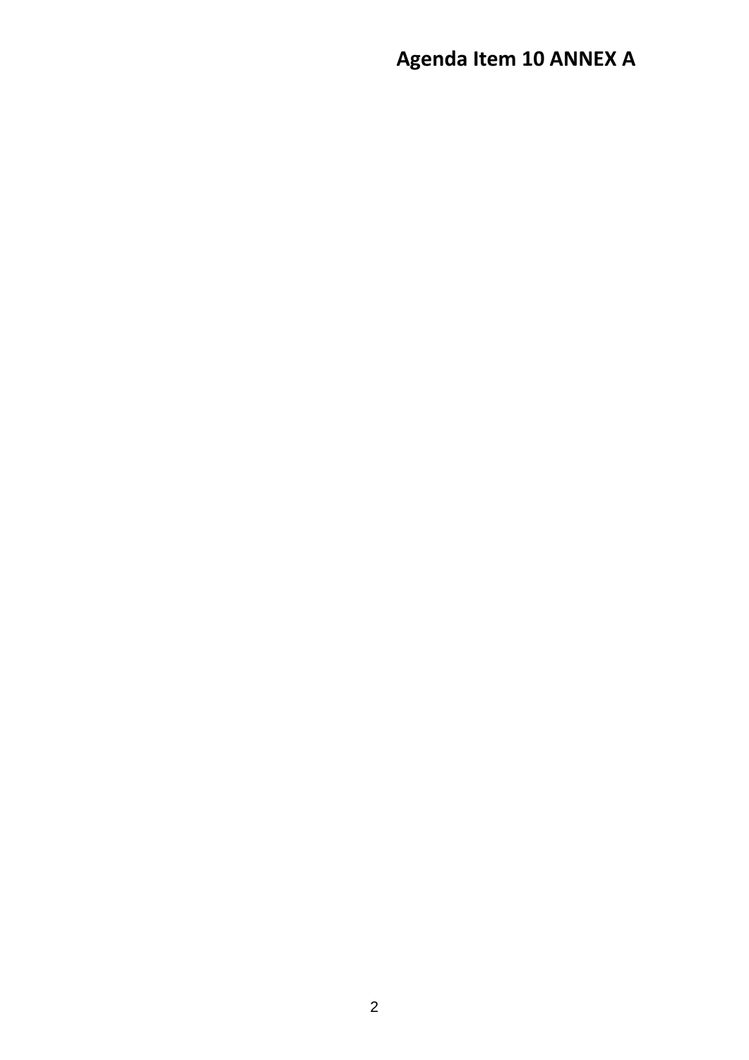# Agenda Item 10 ANNEX A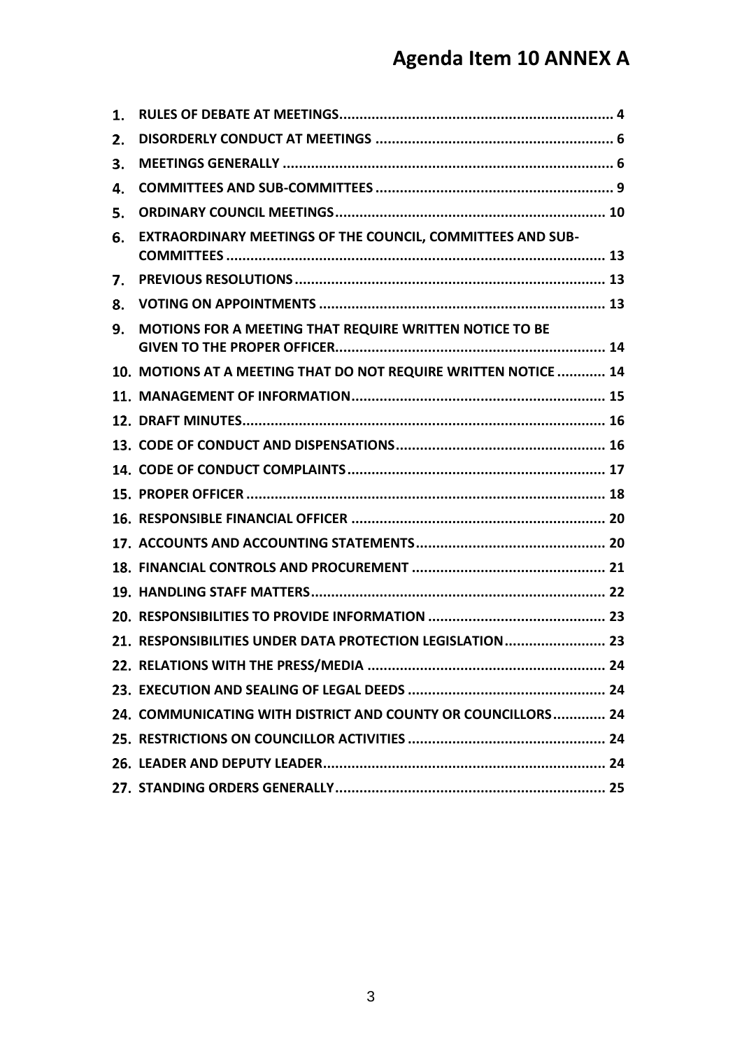# Agenda Item 10 ANNEX A

1. **RULES OF DEBATE AT MEETINGS** ........ 4
2. **DISORDERLY CONDUCT AT MEETINGS** ........ 6
3. **MEETINGS GENERALLY** ........ 6
4. **COMMITTEES AND SUB-COMMITTEES** ........ 9
5. **ORDINARY COUNCIL MEETINGS** ........ 10
6. **EXTRAORDINARY MEETINGS OF THE COUNCIL, COMMITTEES AND SUB-COMMITTEES** ........ 13
7. **PREVIOUS RESOLUTIONS** ........ 13
8. **VOTING ON APPOINTMENTS** ........ 13
9. **MOTIONS FOR A MEETING THAT REQUIRE WRITTEN NOTICE TO BE GIVEN TO THE PROPER OFFICER** ........ 14
10. **MOTIONS AT A MEETING THAT DO NOT REQUIRE WRITTEN NOTICE** ........ 14
11. **MANAGEMENT OF INFORMATION** ........ 15
12. **DRAFT MINUTES** ........ 16
13. **CODE OF CONDUCT AND DISPENSATIONS** ........ 16
14. **CODE OF CONDUCT COMPLAINTS** ........ 17
15. **PROPER OFFICER** ........ 18
16. **RESPONSIBLE FINANCIAL OFFICER** ........ 20
17. **ACCOUNTS AND ACCOUNTING STATEMENTS** ........ 20
18. **FINANCIAL CONTROLS AND PROCUREMENT** ........ 21
19. **HANDLING STAFF MATTERS** ........ 22
20. **RESPONSIBILITIES TO PROVIDE INFORMATION** ........ 23
21. **RESPONSIBILITIES UNDER DATA PROTECTION LEGISLATION** ........ 23
22. **RELATIONS WITH THE PRESS/MEDIA** ........ 24
23. **EXECUTION AND SEALING OF LEGAL DEEDS** ........ 24
24. **COMMUNICATING WITH DISTRICT AND COUNTY OR COUNCILLORS** ........ 24
25. **RESTRICTIONS ON COUNCILLOR ACTIVITIES** ........ 24
26. **LEADER AND DEPUTY LEADER** ........ 24
27. **STANDING ORDERS GENERALLY** ........ 25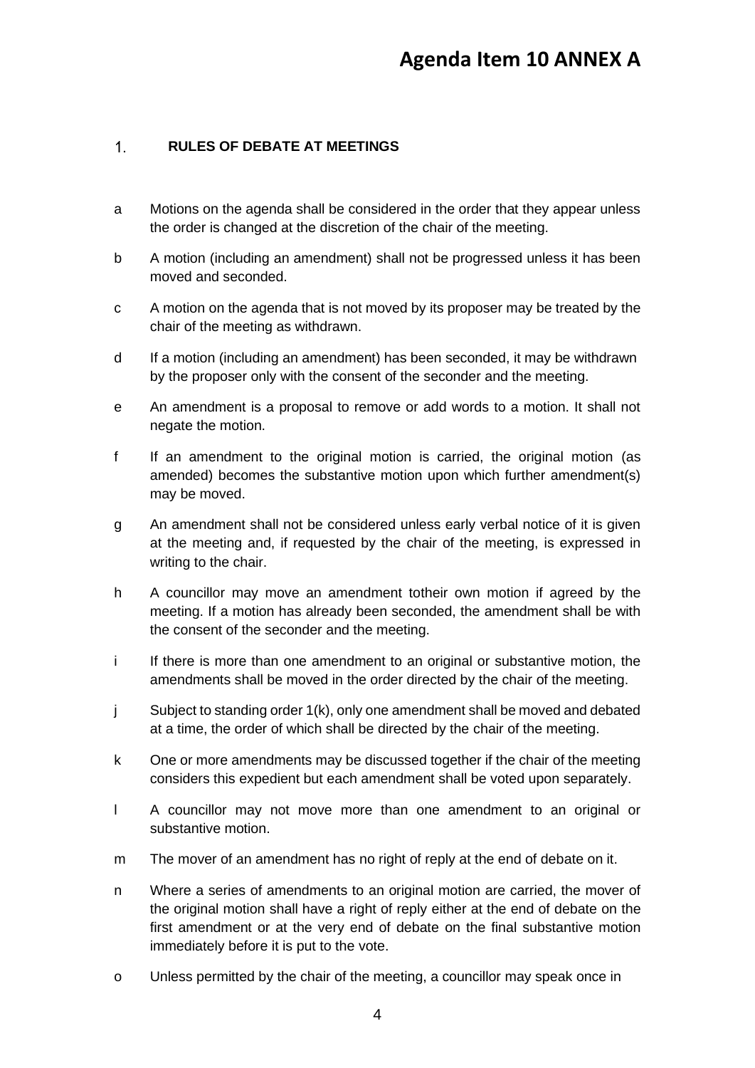# Agenda Item 10 ANNEX A

## 1. RULES OF DEBATE AT MEETINGS

a Motions on the agenda shall be considered in the order that they appear unless the order is changed at the discretion of the chair of the meeting.

b A motion (including an amendment) shall not be progressed unless it has been moved and seconded.

c A motion on the agenda that is not moved by its proposer may be treated by the chair of the meeting as withdrawn.

d If a motion (including an amendment) has been seconded, it may be withdrawn by the proposer only with the consent of the seconder and the meeting.

e An amendment is a proposal to remove or add words to a motion. It shall not negate the motion.

f If an amendment to the original motion is carried, the original motion (as amended) becomes the substantive motion upon which further amendment(s) may be moved.

g An amendment shall not be considered unless early verbal notice of it is given at the meeting and, if requested by the chair of the meeting, is expressed in writing to the chair.

h A councillor may move an amendment totheir own motion if agreed by the meeting. If a motion has already been seconded, the amendment shall be with the consent of the seconder and the meeting.

i If there is more than one amendment to an original or substantive motion, the amendments shall be moved in the order directed by the chair of the meeting.

j Subject to standing order 1(k), only one amendment shall be moved and debated at a time, the order of which shall be directed by the chair of the meeting.

k One or more amendments may be discussed together if the chair of the meeting considers this expedient but each amendment shall be voted upon separately.

l A councillor may not move more than one amendment to an original or substantive motion.

m The mover of an amendment has no right of reply at the end of debate on it.

n Where a series of amendments to an original motion are carried, the mover of the original motion shall have a right of reply either at the end of debate on the first amendment or at the very end of debate on the final substantive motion immediately before it is put to the vote.

o Unless permitted by the chair of the meeting, a councillor may speak once in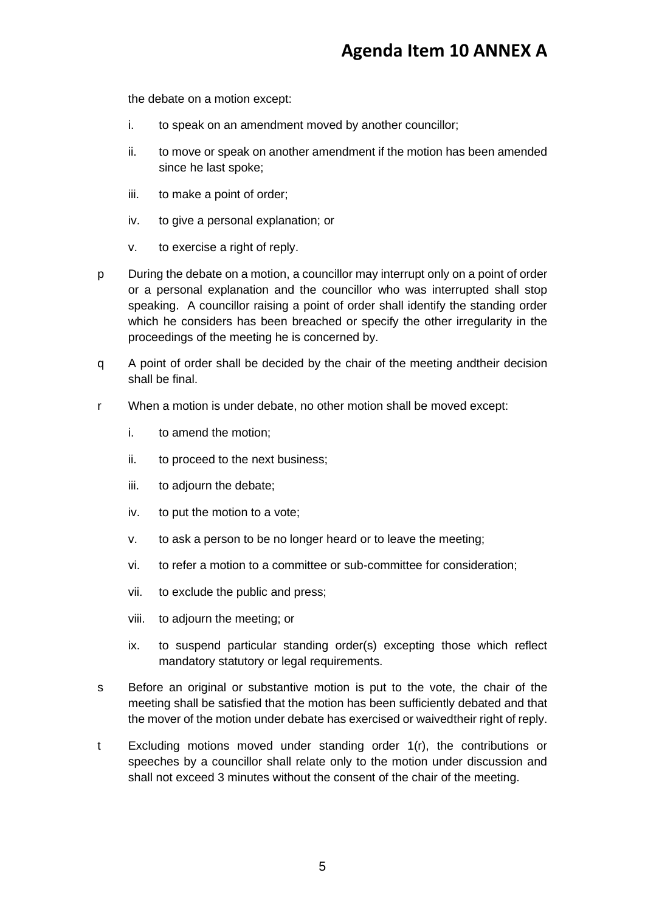the debate on a motion except:

- i. to speak on an amendment moved by another councillor;
- ii. to move or speak on another amendment if the motion has been amended since he last spoke;
- iii. to make a point of order;
- iv. to give a personal explanation; or
- v. to exercise a right of reply.

p During the debate on a motion, a councillor may interrupt only on a point of order or a personal explanation and the councillor who was interrupted shall stop speaking. A councillor raising a point of order shall identify the standing order which he considers has been breached or specify the other irregularity in the proceedings of the meeting he is concerned by.

q A point of order shall be decided by the chair of the meeting andtheir decision shall be final.

r When a motion is under debate, no other motion shall be moved except:

- i. to amend the motion;
- ii. to proceed to the next business;
- iii. to adjourn the debate;
- iv. to put the motion to a vote;
- v. to ask a person to be no longer heard or to leave the meeting;
- vi. to refer a motion to a committee or sub-committee for consideration;
- vii. to exclude the public and press;
- viii. to adjourn the meeting; or
- ix. to suspend particular standing order(s) excepting those which reflect mandatory statutory or legal requirements.

s Before an original or substantive motion is put to the vote, the chair of the meeting shall be satisfied that the motion has been sufficiently debated and that the mover of the motion under debate has exercised or waivedtheir right of reply.

t Excluding motions moved under standing order 1(r), the contributions or speeches by a councillor shall relate only to the motion under discussion and shall not exceed 3 minutes without the consent of the chair of the meeting.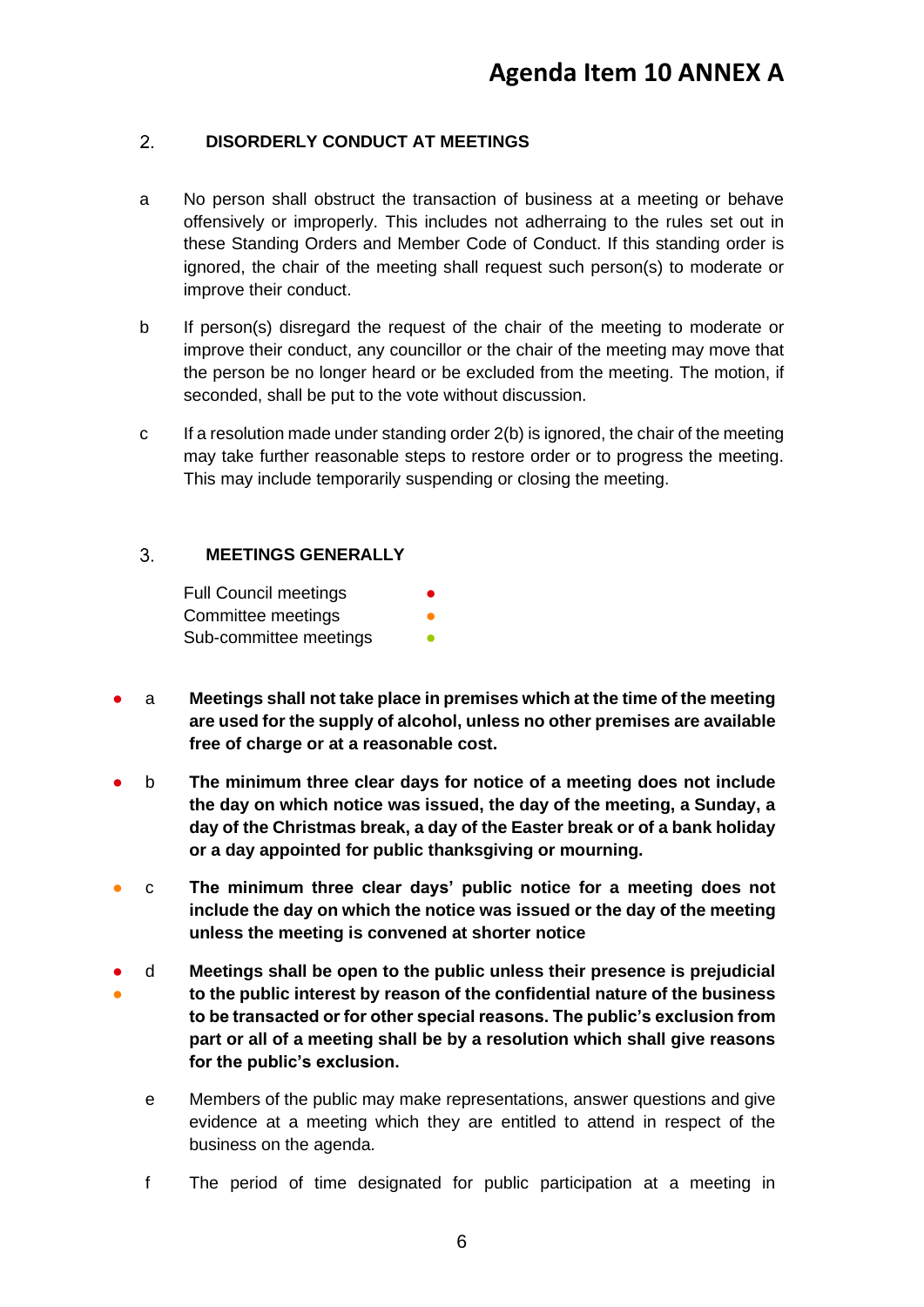# Agenda Item 10 ANNEX A

## 2. DISORDERLY CONDUCT AT MEETINGS

a No person shall obstruct the transaction of business at a meeting or behave offensively or improperly. This includes not adherraing to the rules set out in these Standing Orders and Member Code of Conduct. If this standing order is ignored, the chair of the meeting shall request such person(s) to moderate or improve their conduct.

b If person(s) disregard the request of the chair of the meeting to moderate or improve their conduct, any councillor or the chair of the meeting may move that the person be no longer heard or be excluded from the meeting. The motion, if seconded, shall be put to the vote without discussion.

c If a resolution made under standing order 2(b) is ignored, the chair of the meeting may take further reasonable steps to restore order or to progress the meeting. This may include temporarily suspending or closing the meeting.

## 3. MEETINGS GENERALLY

Full Council meetings ● (red)
Committee meetings ● (orange)
Sub-committee meetings ● (green)

● a **Meetings shall not take place in premises which at the time of the meeting are used for the supply of alcohol, unless no other premises are available free of charge or at a reasonable cost.**

● b **The minimum three clear days for notice of a meeting does not include the day on which notice was issued, the day of the meeting, a Sunday, a day of the Christmas break, a day of the Easter break or of a bank holiday or a day appointed for public thanksgiving or mourning.**

● c **The minimum three clear days' public notice for a meeting does not include the day on which the notice was issued or the day of the meeting unless the meeting is convened at shorter notice**

● ● d **Meetings shall be open to the public unless their presence is prejudicial to the public interest by reason of the confidential nature of the business to be transacted or for other special reasons. The public's exclusion from part or all of a meeting shall be by a resolution which shall give reasons for the public's exclusion.**

e Members of the public may make representations, answer questions and give evidence at a meeting which they are entitled to attend in respect of the business on the agenda.

f The period of time designated for public participation at a meeting in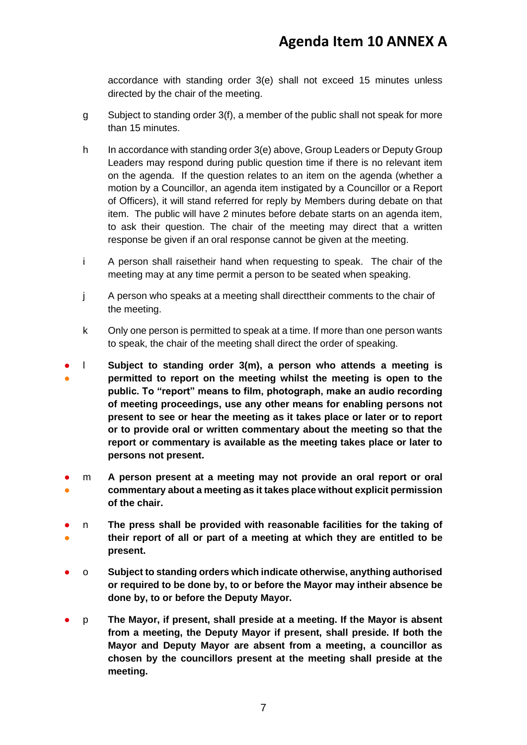accordance with standing order 3(e) shall not exceed 15 minutes unless directed by the chair of the meeting.

g Subject to standing order 3(f), a member of the public shall not speak for more than 15 minutes.

h In accordance with standing order 3(e) above, Group Leaders or Deputy Group Leaders may respond during public question time if there is no relevant item on the agenda. If the question relates to an item on the agenda (whether a motion by a Councillor, an agenda item instigated by a Councillor or a Report of Officers), it will stand referred for reply by Members during debate on that item. The public will have 2 minutes before debate starts on an agenda item, to ask their question. The chair of the meeting may direct that a written response be given if an oral response cannot be given at the meeting.

i A person shall raisetheir hand when requesting to speak. The chair of the meeting may at any time permit a person to be seated when speaking.

j A person who speaks at a meeting shall directtheir comments to the chair of the meeting.

k Only one person is permitted to speak at a time. If more than one person wants to speak, the chair of the meeting shall direct the order of speaking.

l **Subject to standing order 3(m), a person who attends a meeting is permitted to report on the meeting whilst the meeting is open to the public. To "report" means to film, photograph, make an audio recording of meeting proceedings, use any other means for enabling persons not present to see or hear the meeting as it takes place or later or to report or to provide oral or written commentary about the meeting so that the report or commentary is available as the meeting takes place or later to persons not present.**

m **A person present at a meeting may not provide an oral report or oral commentary about a meeting as it takes place without explicit permission of the chair.**

n **The press shall be provided with reasonable facilities for the taking of their report of all or part of a meeting at which they are entitled to be present.**

o **Subject to standing orders which indicate otherwise, anything authorised or required to be done by, to or before the Mayor may intheir absence be done by, to or before the Deputy Mayor.**

p **The Mayor, if present, shall preside at a meeting. If the Mayor is absent from a meeting, the Deputy Mayor if present, shall preside. If both the Mayor and Deputy Mayor are absent from a meeting, a councillor as chosen by the councillors present at the meeting shall preside at the meeting.**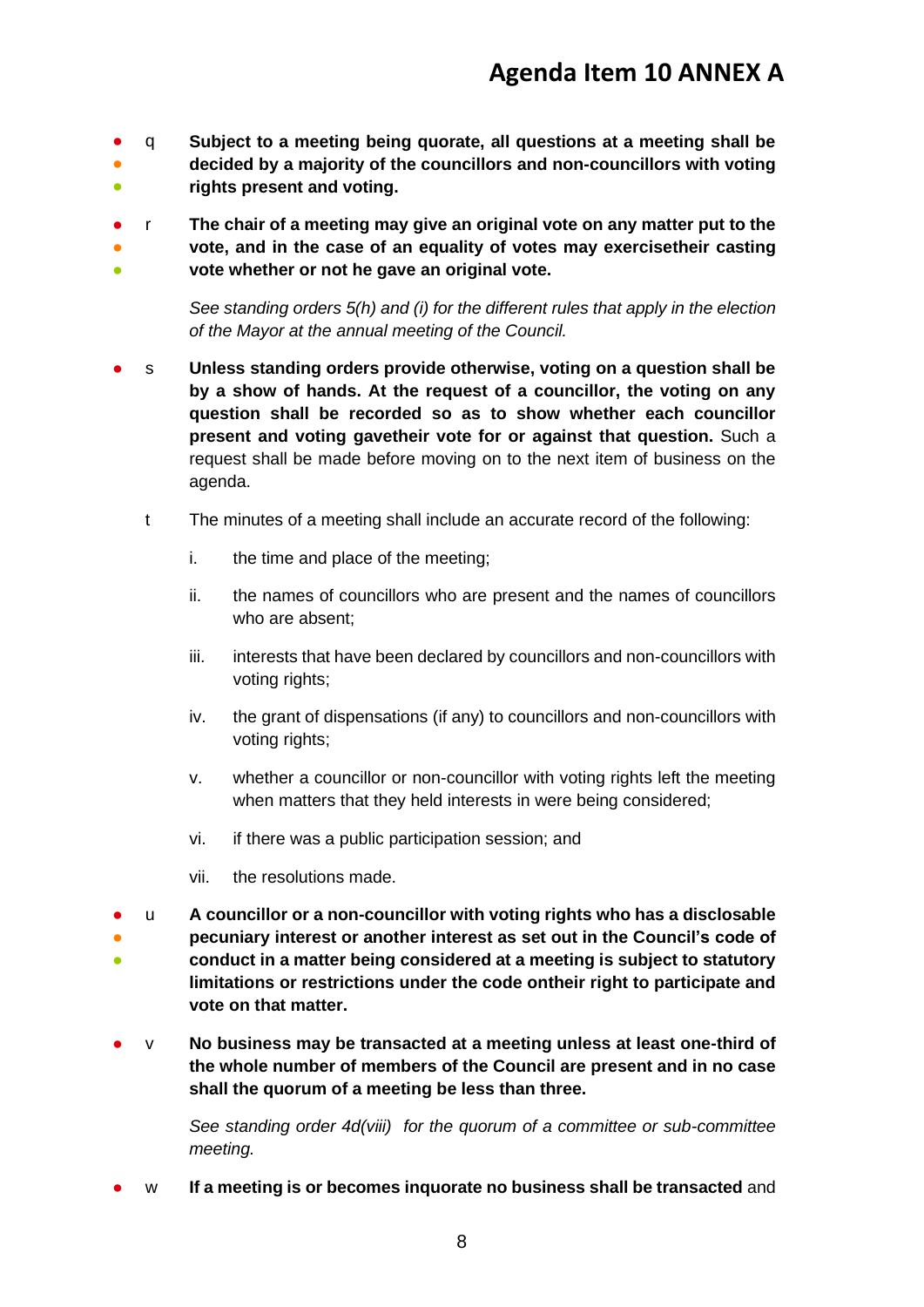# Agenda Item 10 ANNEX A

q **Subject to a meeting being quorate, all questions at a meeting shall be decided by a majority of the councillors and non-councillors with voting rights present and voting.**

r **The chair of a meeting may give an original vote on any matter put to the vote, and in the case of an equality of votes may exercisetheir casting vote whether or not he gave an original vote.**

*See standing orders 5(h) and (i) for the different rules that apply in the election of the Mayor at the annual meeting of the Council.*

s **Unless standing orders provide otherwise, voting on a question shall be by a show of hands. At the request of a councillor, the voting on any question shall be recorded so as to show whether each councillor present and voting gavetheir vote for or against that question.** Such a request shall be made before moving on to the next item of business on the agenda.

t The minutes of a meeting shall include an accurate record of the following:

i. the time and place of the meeting;

ii. the names of councillors who are present and the names of councillors who are absent;

iii. interests that have been declared by councillors and non-councillors with voting rights;

iv. the grant of dispensations (if any) to councillors and non-councillors with voting rights;

v. whether a councillor or non-councillor with voting rights left the meeting when matters that they held interests in were being considered;

vi. if there was a public participation session; and

vii. the resolutions made.

u **A councillor or a non-councillor with voting rights who has a disclosable pecuniary interest or another interest as set out in the Council's code of conduct in a matter being considered at a meeting is subject to statutory limitations or restrictions under the code ontheir right to participate and vote on that matter.**

v **No business may be transacted at a meeting unless at least one-third of the whole number of members of the Council are present and in no case shall the quorum of a meeting be less than three.**

*See standing order 4d(viii) for the quorum of a committee or sub-committee meeting.*

w **If a meeting is or becomes inquorate no business shall be transacted** and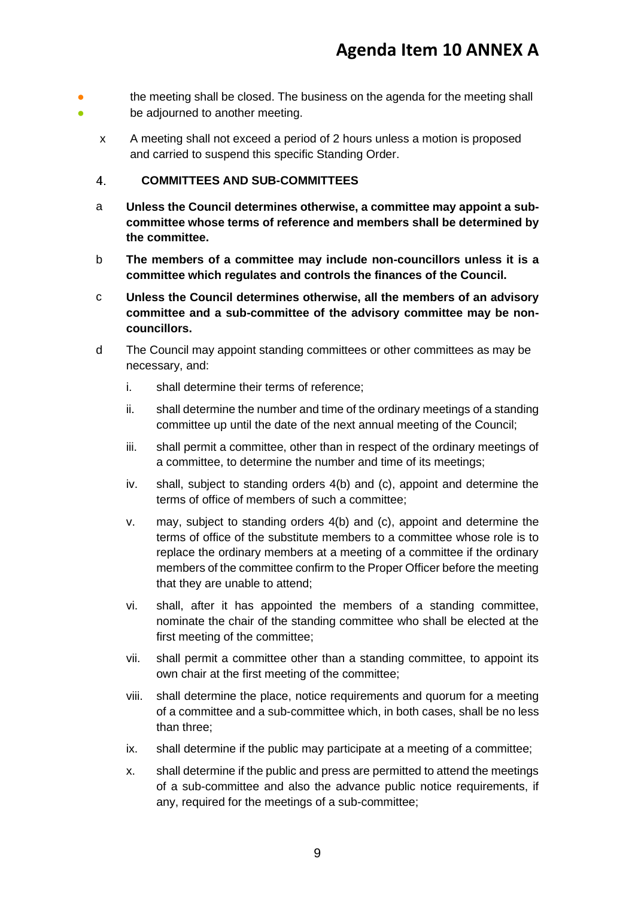the meeting shall be closed. The business on the agenda for the meeting shall be adjourned to another meeting.

x A meeting shall not exceed a period of 2 hours unless a motion is proposed and carried to suspend this specific Standing Order.

## 4. COMMITTEES AND SUB-COMMITTEES

a **Unless the Council determines otherwise, a committee may appoint a sub-committee whose terms of reference and members shall be determined by the committee.**

b **The members of a committee may include non-councillors unless it is a committee which regulates and controls the finances of the Council.**

c **Unless the Council determines otherwise, all the members of an advisory committee and a sub-committee of the advisory committee may be non-councillors.**

d The Council may appoint standing committees or other committees as may be necessary, and:

i. shall determine their terms of reference;

ii. shall determine the number and time of the ordinary meetings of a standing committee up until the date of the next annual meeting of the Council;

iii. shall permit a committee, other than in respect of the ordinary meetings of a committee, to determine the number and time of its meetings;

iv. shall, subject to standing orders 4(b) and (c), appoint and determine the terms of office of members of such a committee;

v. may, subject to standing orders 4(b) and (c), appoint and determine the terms of office of the substitute members to a committee whose role is to replace the ordinary members at a meeting of a committee if the ordinary members of the committee confirm to the Proper Officer before the meeting that they are unable to attend;

vi. shall, after it has appointed the members of a standing committee, nominate the chair of the standing committee who shall be elected at the first meeting of the committee;

vii. shall permit a committee other than a standing committee, to appoint its own chair at the first meeting of the committee;

viii. shall determine the place, notice requirements and quorum for a meeting of a committee and a sub-committee which, in both cases, shall be no less than three;

ix. shall determine if the public may participate at a meeting of a committee;

x. shall determine if the public and press are permitted to attend the meetings of a sub-committee and also the advance public notice requirements, if any, required for the meetings of a sub-committee;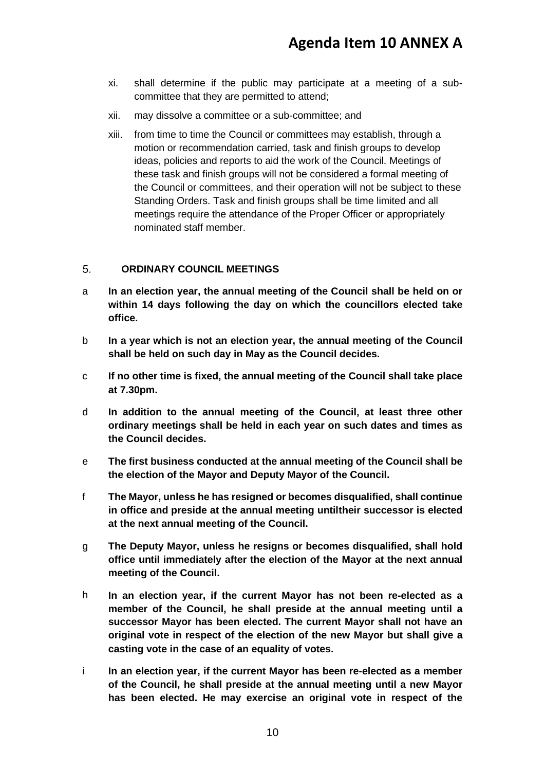xi. shall determine if the public may participate at a meeting of a sub-committee that they are permitted to attend;

xii. may dissolve a committee or a sub-committee; and

xiii. from time to time the Council or committees may establish, through a motion or recommendation carried, task and finish groups to develop ideas, policies and reports to aid the work of the Council. Meetings of these task and finish groups will not be considered a formal meeting of the Council or committees, and their operation will not be subject to these Standing Orders. Task and finish groups shall be time limited and all meetings require the attendance of the Proper Officer or appropriately nominated staff member.

## 5. ORDINARY COUNCIL MEETINGS

a **In an election year, the annual meeting of the Council shall be held on or within 14 days following the day on which the councillors elected take office.**

b **In a year which is not an election year, the annual meeting of the Council shall be held on such day in May as the Council decides.**

c **If no other time is fixed, the annual meeting of the Council shall take place at 7.30pm.**

d **In addition to the annual meeting of the Council, at least three other ordinary meetings shall be held in each year on such dates and times as the Council decides.**

e **The first business conducted at the annual meeting of the Council shall be the election of the Mayor and Deputy Mayor of the Council.**

f **The Mayor, unless he has resigned or becomes disqualified, shall continue in office and preside at the annual meeting untiltheir successor is elected at the next annual meeting of the Council.**

g **The Deputy Mayor, unless he resigns or becomes disqualified, shall hold office until immediately after the election of the Mayor at the next annual meeting of the Council.**

h **In an election year, if the current Mayor has not been re-elected as a member of the Council, he shall preside at the annual meeting until a successor Mayor has been elected. The current Mayor shall not have an original vote in respect of the election of the new Mayor but shall give a casting vote in the case of an equality of votes.**

i **In an election year, if the current Mayor has been re-elected as a member of the Council, he shall preside at the annual meeting until a new Mayor has been elected. He may exercise an original vote in respect of the**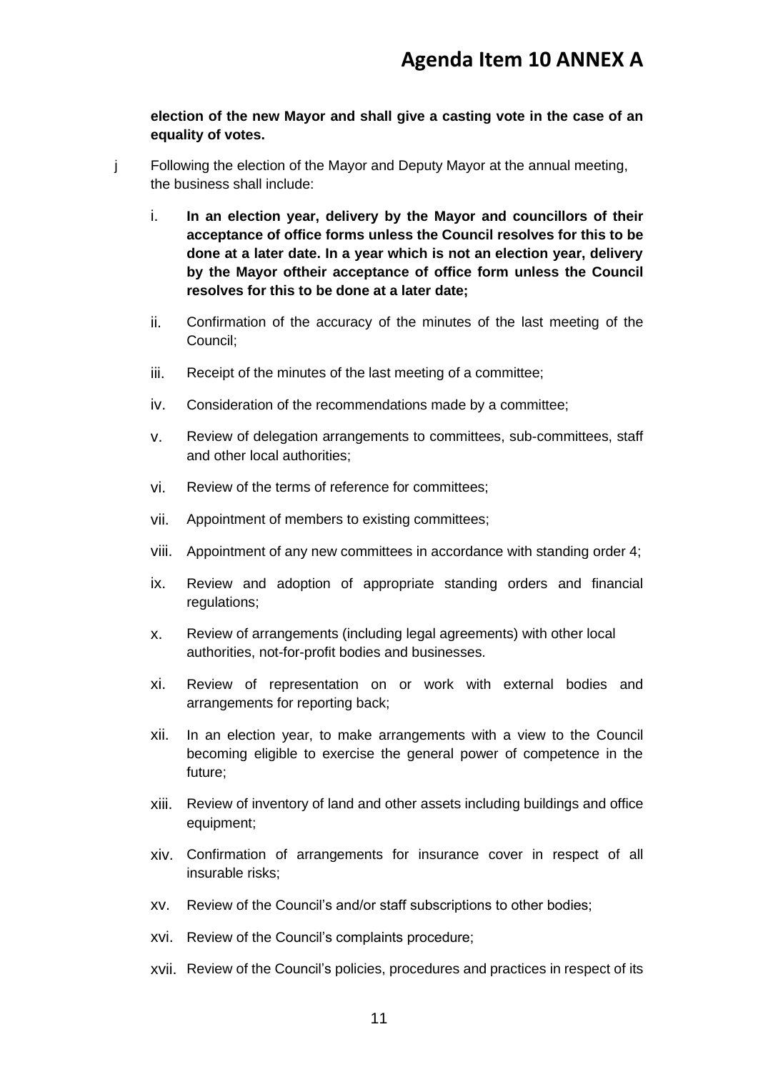**election of the new Mayor and shall give a casting vote in the case of an equality of votes.**

j Following the election of the Mayor and Deputy Mayor at the annual meeting, the business shall include:

i. **In an election year, delivery by the Mayor and councillors of their acceptance of office forms unless the Council resolves for this to be done at a later date. In a year which is not an election year, delivery by the Mayor oftheir acceptance of office form unless the Council resolves for this to be done at a later date;**

ii. Confirmation of the accuracy of the minutes of the last meeting of the Council;

iii. Receipt of the minutes of the last meeting of a committee;

iv. Consideration of the recommendations made by a committee;

v. Review of delegation arrangements to committees, sub-committees, staff and other local authorities;

vi. Review of the terms of reference for committees;

vii. Appointment of members to existing committees;

viii. Appointment of any new committees in accordance with standing order 4;

ix. Review and adoption of appropriate standing orders and financial regulations;

x. Review of arrangements (including legal agreements) with other local authorities, not-for-profit bodies and businesses.

xi. Review of representation on or work with external bodies and arrangements for reporting back;

xii. In an election year, to make arrangements with a view to the Council becoming eligible to exercise the general power of competence in the future;

xiii. Review of inventory of land and other assets including buildings and office equipment;

xiv. Confirmation of arrangements for insurance cover in respect of all insurable risks;

xv. Review of the Council's and/or staff subscriptions to other bodies;

xvi. Review of the Council's complaints procedure;

xvii. Review of the Council's policies, procedures and practices in respect of its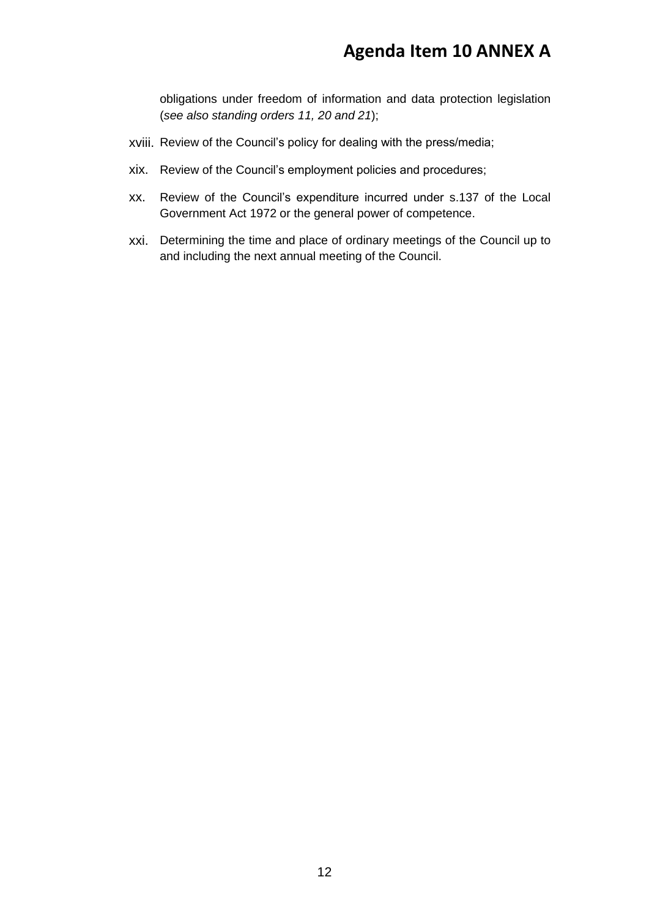obligations under freedom of information and data protection legislation (*see also standing orders 11, 20 and 21*);

xviii. Review of the Council's policy for dealing with the press/media;

xix. Review of the Council's employment policies and procedures;

xx. Review of the Council's expenditure incurred under s.137 of the Local Government Act 1972 or the general power of competence.

xxi. Determining the time and place of ordinary meetings of the Council up to and including the next annual meeting of the Council.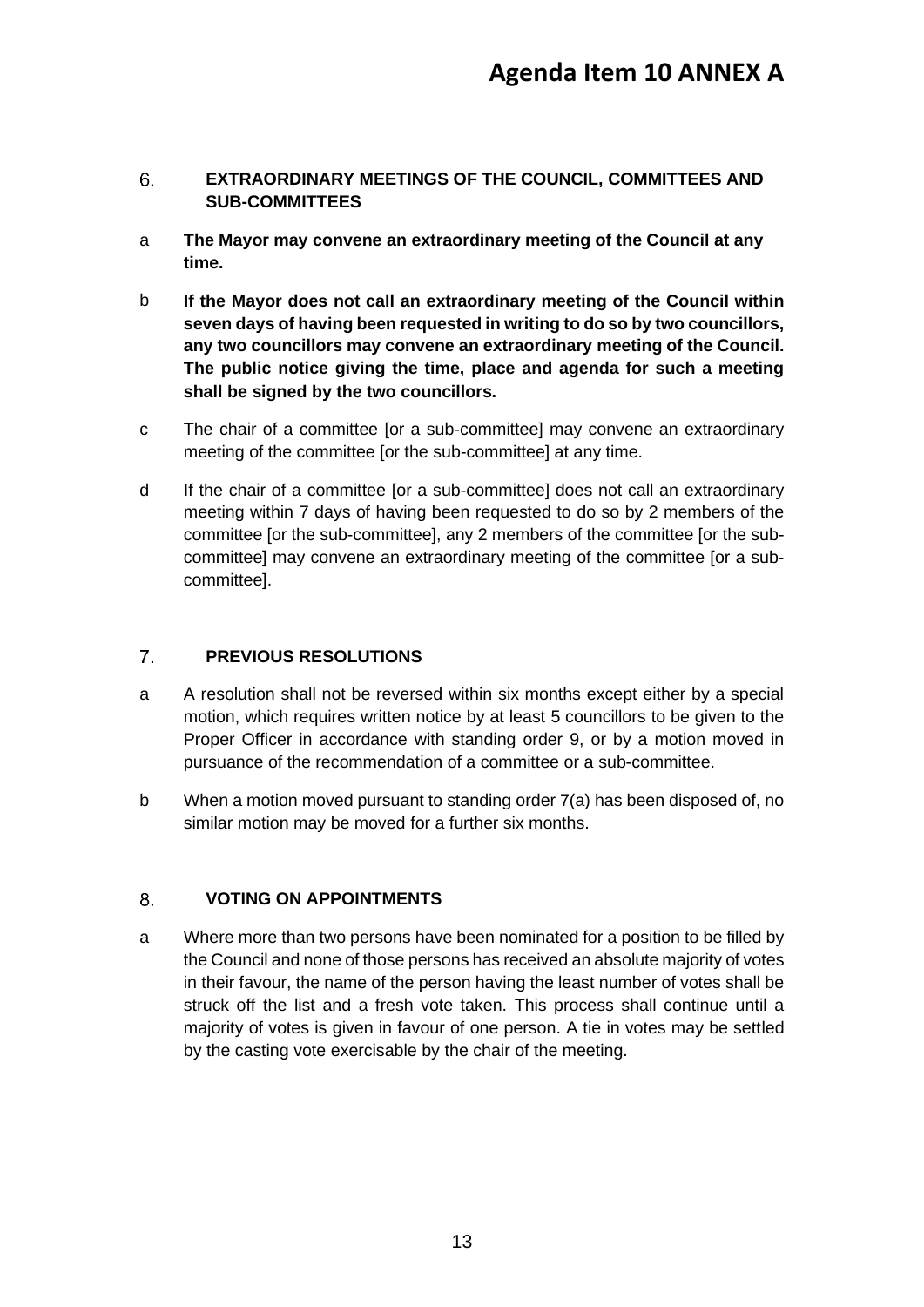# Agenda Item 10 ANNEX A

## 6. EXTRAORDINARY MEETINGS OF THE COUNCIL, COMMITTEES AND SUB-COMMITTEES

a **The Mayor may convene an extraordinary meeting of the Council at any time.**

b **If the Mayor does not call an extraordinary meeting of the Council within seven days of having been requested in writing to do so by two councillors, any two councillors may convene an extraordinary meeting of the Council. The public notice giving the time, place and agenda for such a meeting shall be signed by the two councillors.**

c The chair of a committee [or a sub-committee] may convene an extraordinary meeting of the committee [or the sub-committee] at any time.

d If the chair of a committee [or a sub-committee] does not call an extraordinary meeting within 7 days of having been requested to do so by 2 members of the committee [or the sub-committee], any 2 members of the committee [or the sub-committee] may convene an extraordinary meeting of the committee [or a sub-committee].

## 7. PREVIOUS RESOLUTIONS

a A resolution shall not be reversed within six months except either by a special motion, which requires written notice by at least 5 councillors to be given to the Proper Officer in accordance with standing order 9, or by a motion moved in pursuance of the recommendation of a committee or a sub-committee.

b When a motion moved pursuant to standing order 7(a) has been disposed of, no similar motion may be moved for a further six months.

## 8. VOTING ON APPOINTMENTS

a Where more than two persons have been nominated for a position to be filled by the Council and none of those persons has received an absolute majority of votes in their favour, the name of the person having the least number of votes shall be struck off the list and a fresh vote taken. This process shall continue until a majority of votes is given in favour of one person. A tie in votes may be settled by the casting vote exercisable by the chair of the meeting.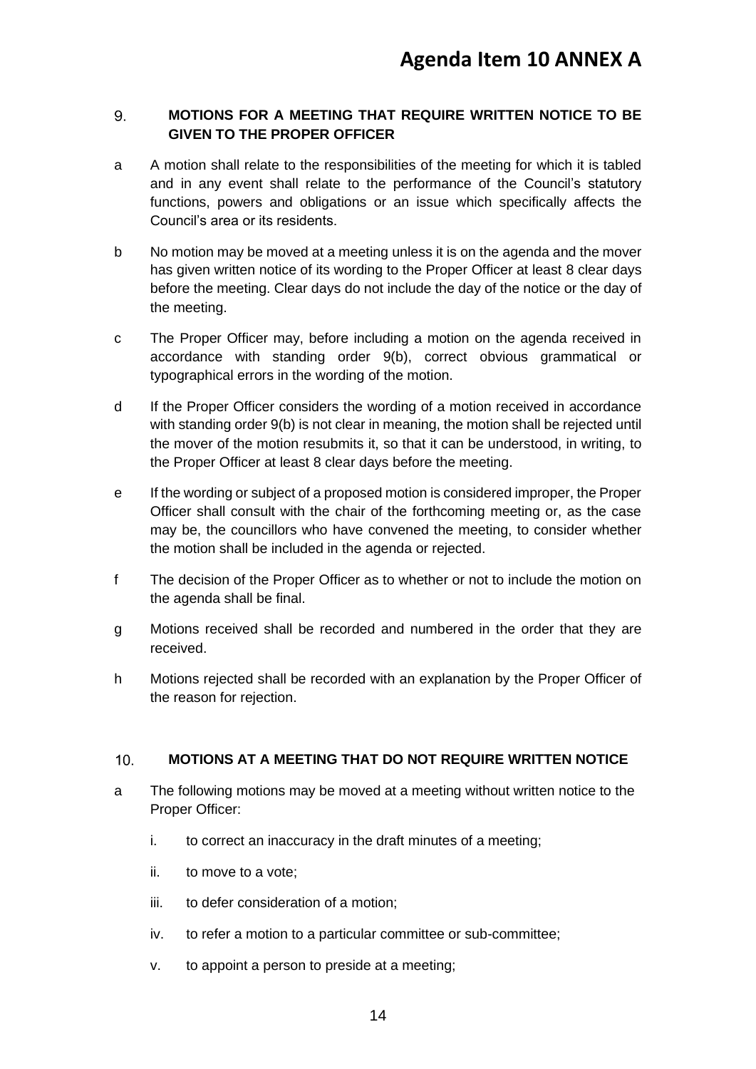# Agenda Item 10 ANNEX A

## 9. MOTIONS FOR A MEETING THAT REQUIRE WRITTEN NOTICE TO BE GIVEN TO THE PROPER OFFICER

a A motion shall relate to the responsibilities of the meeting for which it is tabled and in any event shall relate to the performance of the Council's statutory functions, powers and obligations or an issue which specifically affects the Council's area or its residents.

b No motion may be moved at a meeting unless it is on the agenda and the mover has given written notice of its wording to the Proper Officer at least 8 clear days before the meeting. Clear days do not include the day of the notice or the day of the meeting.

c The Proper Officer may, before including a motion on the agenda received in accordance with standing order 9(b), correct obvious grammatical or typographical errors in the wording of the motion.

d If the Proper Officer considers the wording of a motion received in accordance with standing order 9(b) is not clear in meaning, the motion shall be rejected until the mover of the motion resubmits it, so that it can be understood, in writing, to the Proper Officer at least 8 clear days before the meeting.

e If the wording or subject of a proposed motion is considered improper, the Proper Officer shall consult with the chair of the forthcoming meeting or, as the case may be, the councillors who have convened the meeting, to consider whether the motion shall be included in the agenda or rejected.

f The decision of the Proper Officer as to whether or not to include the motion on the agenda shall be final.

g Motions received shall be recorded and numbered in the order that they are received.

h Motions rejected shall be recorded with an explanation by the Proper Officer of the reason for rejection.

## 10. MOTIONS AT A MEETING THAT DO NOT REQUIRE WRITTEN NOTICE

a The following motions may be moved at a meeting without written notice to the Proper Officer:

   i. to correct an inaccuracy in the draft minutes of a meeting;

   ii. to move to a vote;

   iii. to defer consideration of a motion;

   iv. to refer a motion to a particular committee or sub-committee;

   v. to appoint a person to preside at a meeting;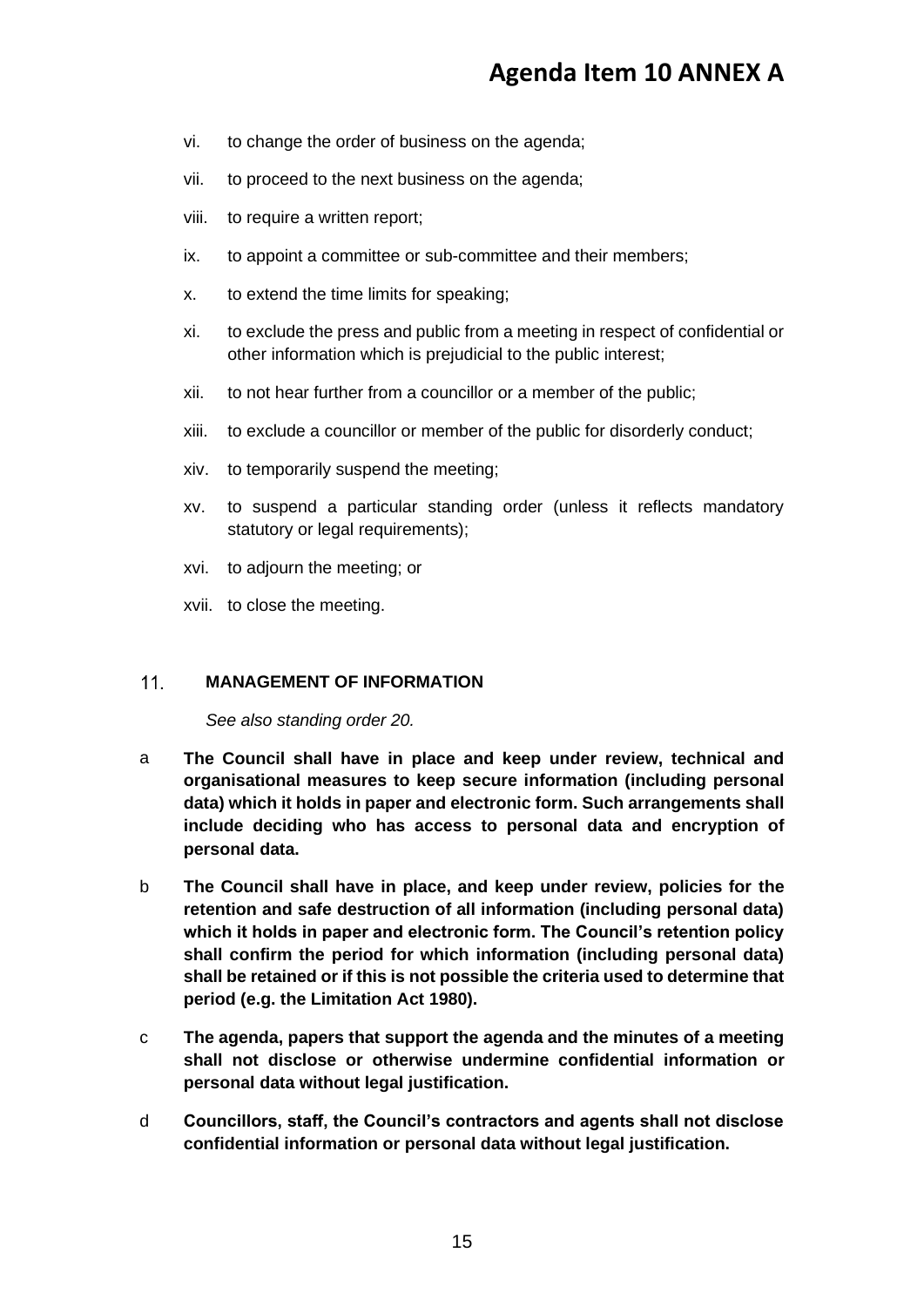vi. to change the order of business on the agenda;

vii. to proceed to the next business on the agenda;

viii. to require a written report;

ix. to appoint a committee or sub-committee and their members;

x. to extend the time limits for speaking;

xi. to exclude the press and public from a meeting in respect of confidential or other information which is prejudicial to the public interest;

xii. to not hear further from a councillor or a member of the public;

xiii. to exclude a councillor or member of the public for disorderly conduct;

xiv. to temporarily suspend the meeting;

xv. to suspend a particular standing order (unless it reflects mandatory statutory or legal requirements);

xvi. to adjourn the meeting; or

xvii. to close the meeting.

## 11. MANAGEMENT OF INFORMATION

*See also standing order 20.*

a **The Council shall have in place and keep under review, technical and organisational measures to keep secure information (including personal data) which it holds in paper and electronic form. Such arrangements shall include deciding who has access to personal data and encryption of personal data.**

b **The Council shall have in place, and keep under review, policies for the retention and safe destruction of all information (including personal data) which it holds in paper and electronic form. The Council's retention policy shall confirm the period for which information (including personal data) shall be retained or if this is not possible the criteria used to determine that period (e.g. the Limitation Act 1980).**

c **The agenda, papers that support the agenda and the minutes of a meeting shall not disclose or otherwise undermine confidential information or personal data without legal justification.**

d **Councillors, staff, the Council's contractors and agents shall not disclose confidential information or personal data without legal justification.**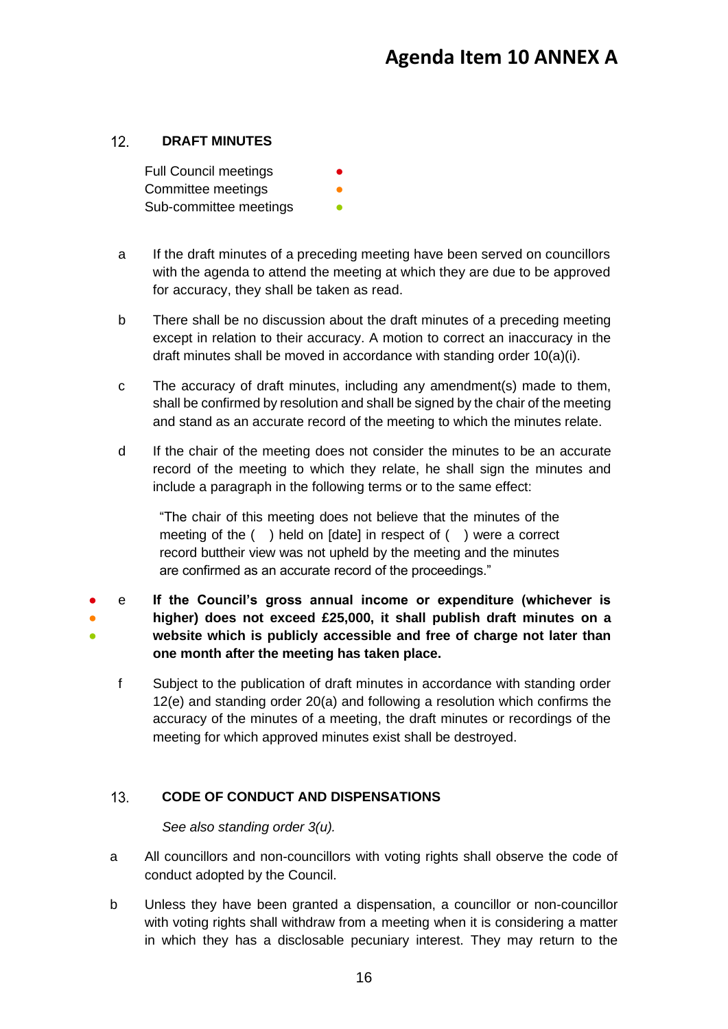# Agenda Item 10 ANNEX A

## 12. DRAFT MINUTES

Full Council meetings ●
Committee meetings ●
Sub-committee meetings ●

a If the draft minutes of a preceding meeting have been served on councillors with the agenda to attend the meeting at which they are due to be approved for accuracy, they shall be taken as read.

b There shall be no discussion about the draft minutes of a preceding meeting except in relation to their accuracy. A motion to correct an inaccuracy in the draft minutes shall be moved in accordance with standing order 10(a)(i).

c The accuracy of draft minutes, including any amendment(s) made to them, shall be confirmed by resolution and shall be signed by the chair of the meeting and stand as an accurate record of the meeting to which the minutes relate.

d If the chair of the meeting does not consider the minutes to be an accurate record of the meeting to which they relate, he shall sign the minutes and include a paragraph in the following terms or to the same effect:

> "The chair of this meeting does not believe that the minutes of the meeting of the ( ) held on [date] in respect of ( ) were a correct record buttheir view was not upheld by the meeting and the minutes are confirmed as an accurate record of the proceedings."

● ● ● e **If the Council's gross annual income or expenditure (whichever is higher) does not exceed £25,000, it shall publish draft minutes on a website which is publicly accessible and free of charge not later than one month after the meeting has taken place.**

f Subject to the publication of draft minutes in accordance with standing order 12(e) and standing order 20(a) and following a resolution which confirms the accuracy of the minutes of a meeting, the draft minutes or recordings of the meeting for which approved minutes exist shall be destroyed.

## 13. CODE OF CONDUCT AND DISPENSATIONS

*See also standing order 3(u).*

a All councillors and non-councillors with voting rights shall observe the code of conduct adopted by the Council.

b Unless they have been granted a dispensation, a councillor or non-councillor with voting rights shall withdraw from a meeting when it is considering a matter in which they has a disclosable pecuniary interest. They may return to the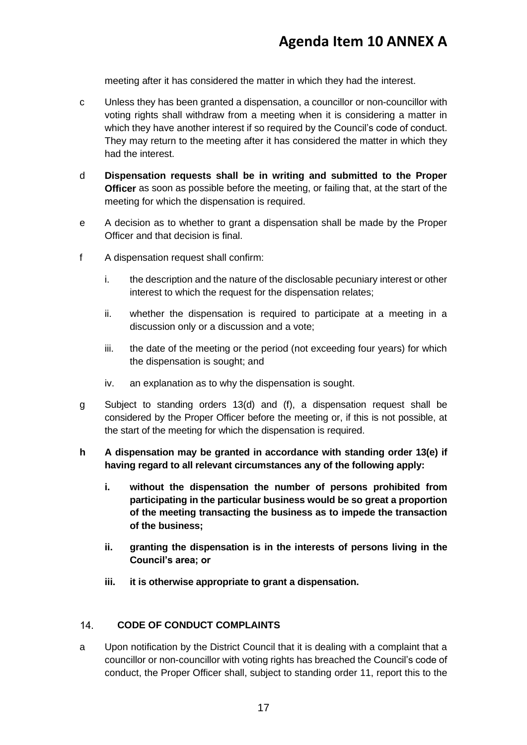meeting after it has considered the matter in which they had the interest.

c Unless they has been granted a dispensation, a councillor or non-councillor with voting rights shall withdraw from a meeting when it is considering a matter in which they have another interest if so required by the Council's code of conduct. They may return to the meeting after it has considered the matter in which they had the interest.

d **Dispensation requests shall be in writing and submitted to the Proper Officer** as soon as possible before the meeting, or failing that, at the start of the meeting for which the dispensation is required.

e A decision as to whether to grant a dispensation shall be made by the Proper Officer and that decision is final.

f A dispensation request shall confirm:

   i. the description and the nature of the disclosable pecuniary interest or other interest to which the request for the dispensation relates;

   ii. whether the dispensation is required to participate at a meeting in a discussion only or a discussion and a vote;

   iii. the date of the meeting or the period (not exceeding four years) for which the dispensation is sought; and

   iv. an explanation as to why the dispensation is sought.

g Subject to standing orders 13(d) and (f), a dispensation request shall be considered by the Proper Officer before the meeting or, if this is not possible, at the start of the meeting for which the dispensation is required.

**h A dispensation may be granted in accordance with standing order 13(e) if having regard to all relevant circumstances any of the following apply:**

   **i. without the dispensation the number of persons prohibited from participating in the particular business would be so great a proportion of the meeting transacting the business as to impede the transaction of the business;**

   **ii. granting the dispensation is in the interests of persons living in the Council's area; or**

   **iii. it is otherwise appropriate to grant a dispensation.**

## 14. CODE OF CONDUCT COMPLAINTS

a Upon notification by the District Council that it is dealing with a complaint that a councillor or non-councillor with voting rights has breached the Council's code of conduct, the Proper Officer shall, subject to standing order 11, report this to the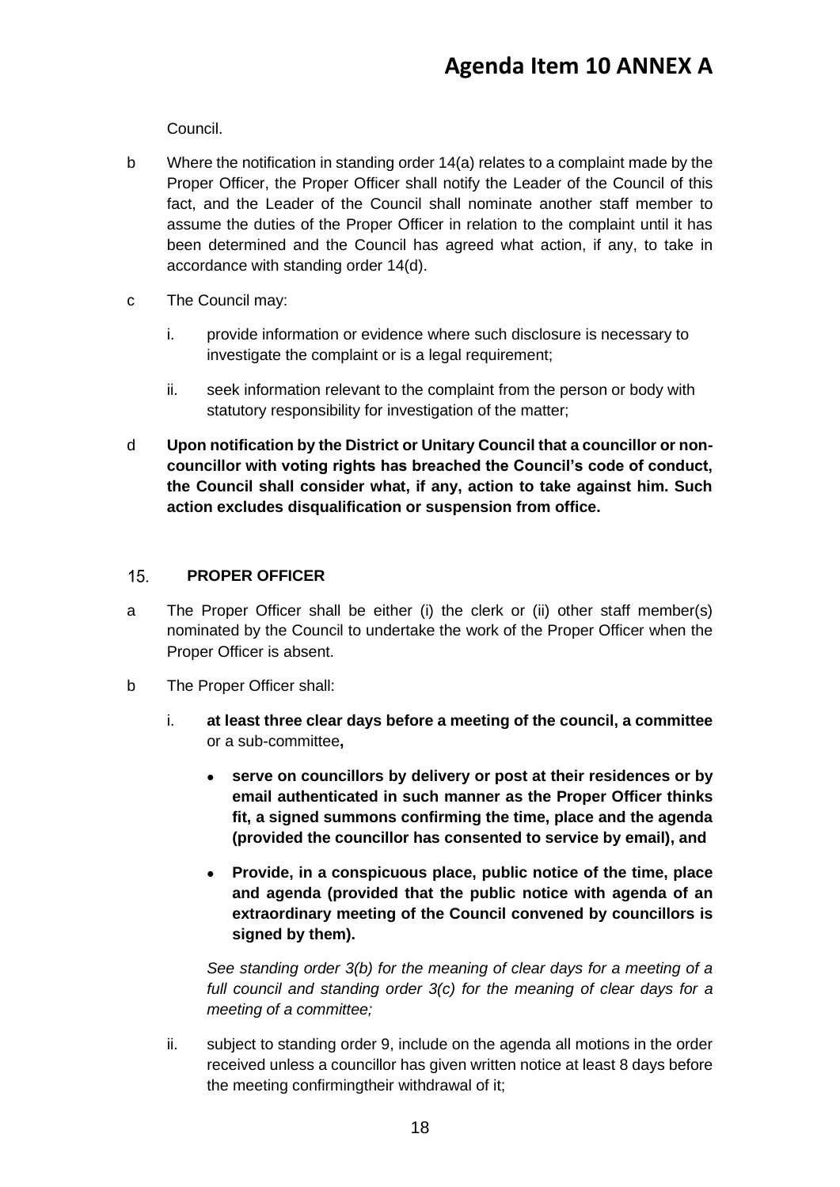Council.

b Where the notification in standing order 14(a) relates to a complaint made by the Proper Officer, the Proper Officer shall notify the Leader of the Council of this fact, and the Leader of the Council shall nominate another staff member to assume the duties of the Proper Officer in relation to the complaint until it has been determined and the Council has agreed what action, if any, to take in accordance with standing order 14(d).

c The Council may:

   i. provide information or evidence where such disclosure is necessary to investigate the complaint or is a legal requirement;

   ii. seek information relevant to the complaint from the person or body with statutory responsibility for investigation of the matter;

d **Upon notification by the District or Unitary Council that a councillor or non-councillor with voting rights has breached the Council's code of conduct, the Council shall consider what, if any, action to take against him. Such action excludes disqualification or suspension from office.**

## 15. PROPER OFFICER

a The Proper Officer shall be either (i) the clerk or (ii) other staff member(s) nominated by the Council to undertake the work of the Proper Officer when the Proper Officer is absent.

b The Proper Officer shall:

   i. **at least three clear days before a meeting of the council, a committee** or a sub-committee**,**

   - **serve on councillors by delivery or post at their residences or by email authenticated in such manner as the Proper Officer thinks fit, a signed summons confirming the time, place and the agenda (provided the councillor has consented to service by email), and**
   - **Provide, in a conspicuous place, public notice of the time, place and agenda (provided that the public notice with agenda of an extraordinary meeting of the Council convened by councillors is signed by them).**

   *See standing order 3(b) for the meaning of clear days for a meeting of a full council and standing order 3(c) for the meaning of clear days for a meeting of a committee;*

   ii. subject to standing order 9, include on the agenda all motions in the order received unless a councillor has given written notice at least 8 days before the meeting confirmingtheir withdrawal of it;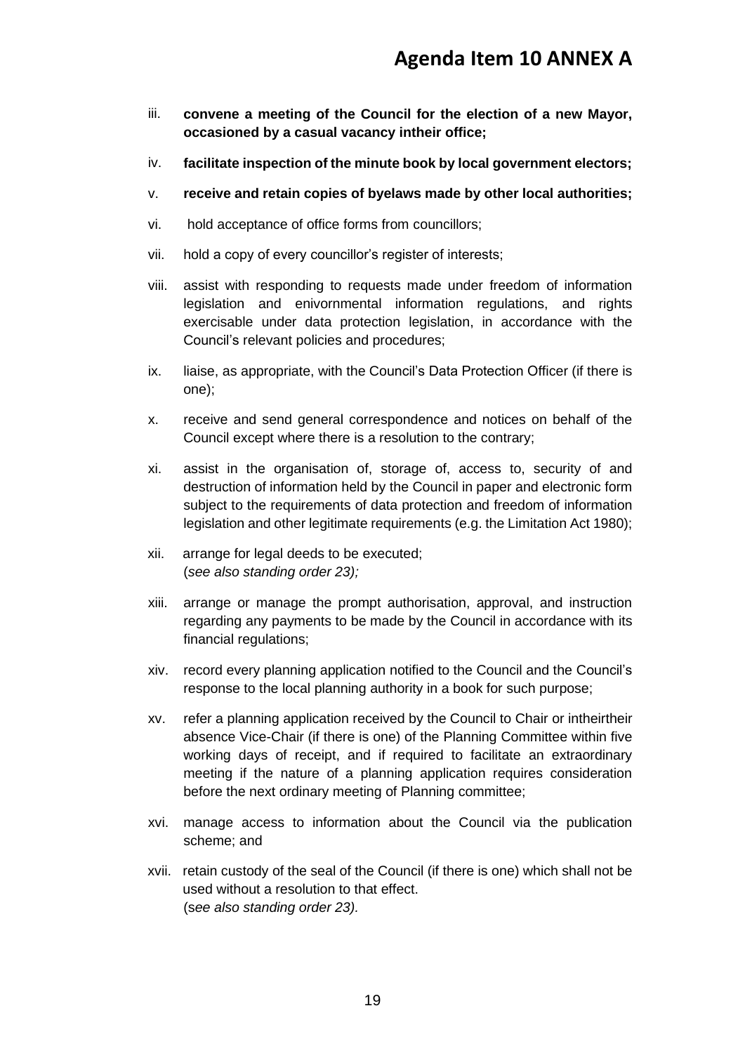iii. **convene a meeting of the Council for the election of a new Mayor, occasioned by a casual vacancy intheir office;**

iv. **facilitate inspection of the minute book by local government electors;**

v. **receive and retain copies of byelaws made by other local authorities;**

vi. hold acceptance of office forms from councillors;

vii. hold a copy of every councillor's register of interests;

viii. assist with responding to requests made under freedom of information legislation and enivornmental information regulations, and rights exercisable under data protection legislation, in accordance with the Council's relevant policies and procedures;

ix. liaise, as appropriate, with the Council's Data Protection Officer (if there is one);

x. receive and send general correspondence and notices on behalf of the Council except where there is a resolution to the contrary;

xi. assist in the organisation of, storage of, access to, security of and destruction of information held by the Council in paper and electronic form subject to the requirements of data protection and freedom of information legislation and other legitimate requirements (e.g. the Limitation Act 1980);

xii. arrange for legal deeds to be executed;
(*see also standing order 23);*

xiii. arrange or manage the prompt authorisation, approval, and instruction regarding any payments to be made by the Council in accordance with its financial regulations;

xiv. record every planning application notified to the Council and the Council's response to the local planning authority in a book for such purpose;

xv. refer a planning application received by the Council to Chair or intheirtheir absence Vice-Chair (if there is one) of the Planning Committee within five working days of receipt, and if required to facilitate an extraordinary meeting if the nature of a planning application requires consideration before the next ordinary meeting of Planning committee;

xvi. manage access to information about the Council via the publication scheme; and

xvii. retain custody of the seal of the Council (if there is one) which shall not be used without a resolution to that effect.
(s*ee also standing order 23).*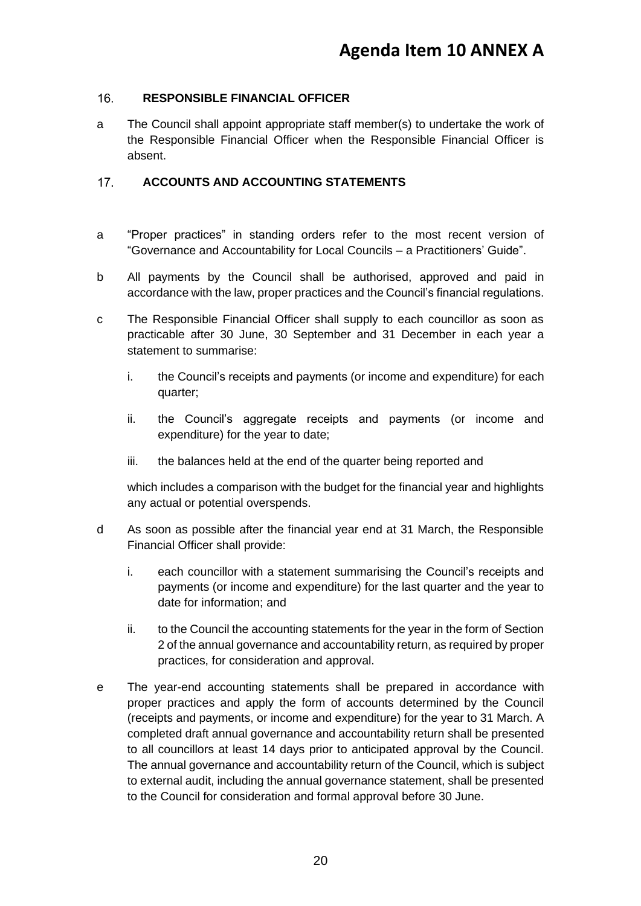## 16. RESPONSIBLE FINANCIAL OFFICER

a The Council shall appoint appropriate staff member(s) to undertake the work of the Responsible Financial Officer when the Responsible Financial Officer is absent.

## 17. ACCOUNTS AND ACCOUNTING STATEMENTS

a "Proper practices" in standing orders refer to the most recent version of "Governance and Accountability for Local Councils – a Practitioners' Guide".

b All payments by the Council shall be authorised, approved and paid in accordance with the law, proper practices and the Council's financial regulations.

c The Responsible Financial Officer shall supply to each councillor as soon as practicable after 30 June, 30 September and 31 December in each year a statement to summarise:

   i. the Council's receipts and payments (or income and expenditure) for each quarter;

   ii. the Council's aggregate receipts and payments (or income and expenditure) for the year to date;

   iii. the balances held at the end of the quarter being reported and

   which includes a comparison with the budget for the financial year and highlights any actual or potential overspends.

d As soon as possible after the financial year end at 31 March, the Responsible Financial Officer shall provide:

   i. each councillor with a statement summarising the Council's receipts and payments (or income and expenditure) for the last quarter and the year to date for information; and

   ii. to the Council the accounting statements for the year in the form of Section 2 of the annual governance and accountability return, as required by proper practices, for consideration and approval.

e The year-end accounting statements shall be prepared in accordance with proper practices and apply the form of accounts determined by the Council (receipts and payments, or income and expenditure) for the year to 31 March. A completed draft annual governance and accountability return shall be presented to all councillors at least 14 days prior to anticipated approval by the Council. The annual governance and accountability return of the Council, which is subject to external audit, including the annual governance statement, shall be presented to the Council for consideration and formal approval before 30 June.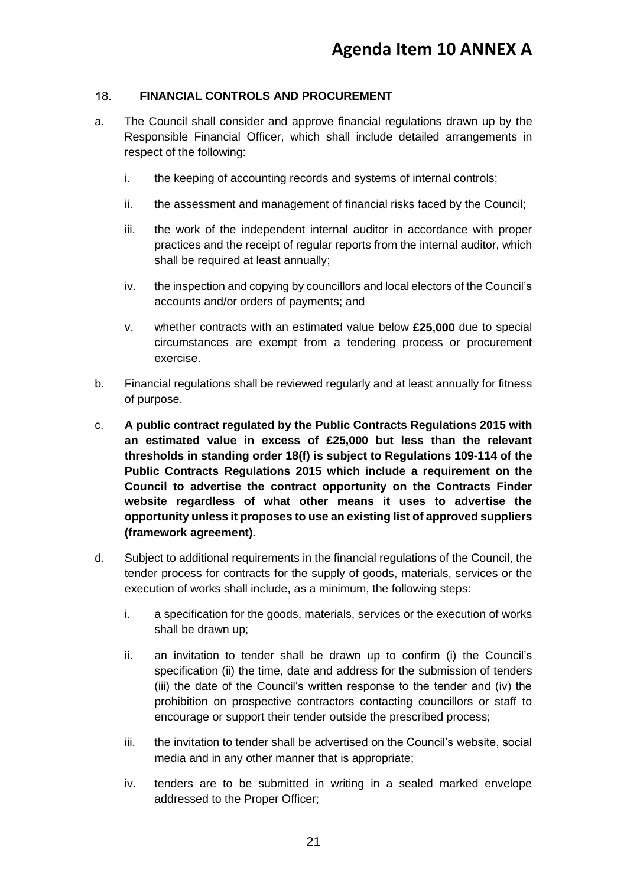# Agenda Item 10 ANNEX A

## 18. FINANCIAL CONTROLS AND PROCUREMENT

a. The Council shall consider and approve financial regulations drawn up by the Responsible Financial Officer, which shall include detailed arrangements in respect of the following:

   i. the keeping of accounting records and systems of internal controls;

   ii. the assessment and management of financial risks faced by the Council;

   iii. the work of the independent internal auditor in accordance with proper practices and the receipt of regular reports from the internal auditor, which shall be required at least annually;

   iv. the inspection and copying by councillors and local electors of the Council's accounts and/or orders of payments; and

   v. whether contracts with an estimated value below **£25,000** due to special circumstances are exempt from a tendering process or procurement exercise.

b. Financial regulations shall be reviewed regularly and at least annually for fitness of purpose.

c. **A public contract regulated by the Public Contracts Regulations 2015 with an estimated value in excess of £25,000 but less than the relevant thresholds in standing order 18(f) is subject to Regulations 109-114 of the Public Contracts Regulations 2015 which include a requirement on the Council to advertise the contract opportunity on the Contracts Finder website regardless of what other means it uses to advertise the opportunity unless it proposes to use an existing list of approved suppliers (framework agreement).**

d. Subject to additional requirements in the financial regulations of the Council, the tender process for contracts for the supply of goods, materials, services or the execution of works shall include, as a minimum, the following steps:

   i. a specification for the goods, materials, services or the execution of works shall be drawn up;

   ii. an invitation to tender shall be drawn up to confirm (i) the Council's specification (ii) the time, date and address for the submission of tenders (iii) the date of the Council's written response to the tender and (iv) the prohibition on prospective contractors contacting councillors or staff to encourage or support their tender outside the prescribed process;

   iii. the invitation to tender shall be advertised on the Council's website, social media and in any other manner that is appropriate;

   iv. tenders are to be submitted in writing in a sealed marked envelope addressed to the Proper Officer;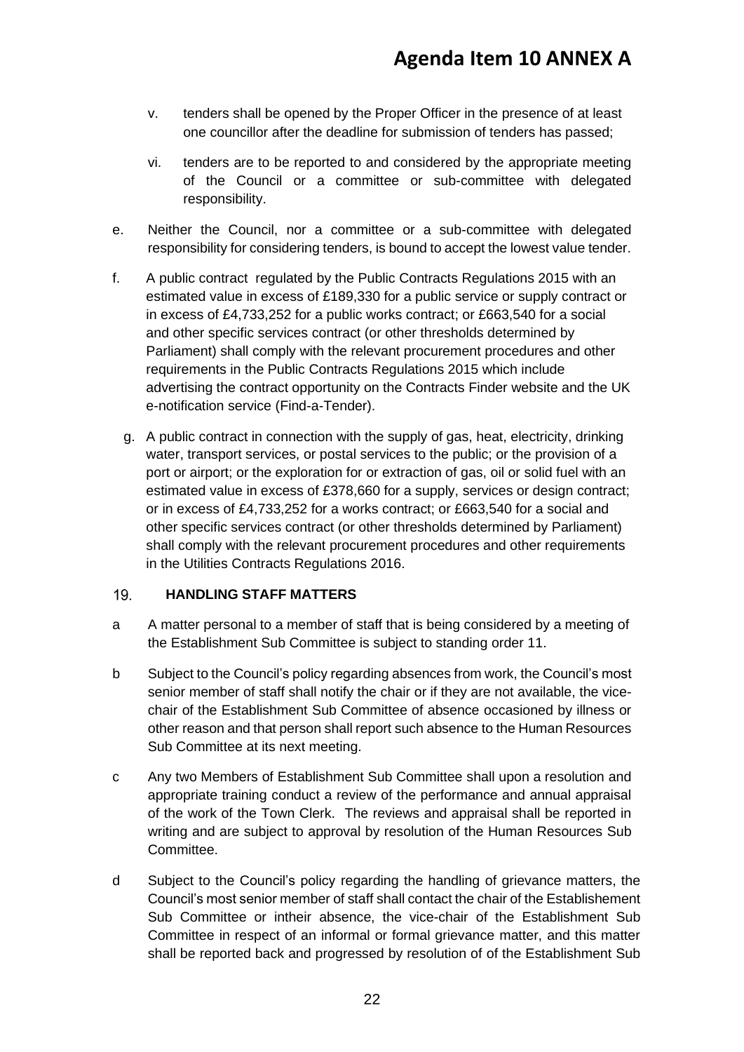v. tenders shall be opened by the Proper Officer in the presence of at least one councillor after the deadline for submission of tenders has passed;

vi. tenders are to be reported to and considered by the appropriate meeting of the Council or a committee or sub-committee with delegated responsibility.

e. Neither the Council, nor a committee or a sub-committee with delegated responsibility for considering tenders, is bound to accept the lowest value tender.

f. A public contract regulated by the Public Contracts Regulations 2015 with an estimated value in excess of £189,330 for a public service or supply contract or in excess of £4,733,252 for a public works contract; or £663,540 for a social and other specific services contract (or other thresholds determined by Parliament) shall comply with the relevant procurement procedures and other requirements in the Public Contracts Regulations 2015 which include advertising the contract opportunity on the Contracts Finder website and the UK e-notification service (Find-a-Tender).

g. A public contract in connection with the supply of gas, heat, electricity, drinking water, transport services, or postal services to the public; or the provision of a port or airport; or the exploration for or extraction of gas, oil or solid fuel with an estimated value in excess of £378,660 for a supply, services or design contract; or in excess of £4,733,252 for a works contract; or £663,540 for a social and other specific services contract (or other thresholds determined by Parliament) shall comply with the relevant procurement procedures and other requirements in the Utilities Contracts Regulations 2016.

## 19. HANDLING STAFF MATTERS

a A matter personal to a member of staff that is being considered by a meeting of the Establishment Sub Committee is subject to standing order 11.

b Subject to the Council's policy regarding absences from work, the Council's most senior member of staff shall notify the chair or if they are not available, the vice-chair of the Establishment Sub Committee of absence occasioned by illness or other reason and that person shall report such absence to the Human Resources Sub Committee at its next meeting.

c Any two Members of Establishment Sub Committee shall upon a resolution and appropriate training conduct a review of the performance and annual appraisal of the work of the Town Clerk. The reviews and appraisal shall be reported in writing and are subject to approval by resolution of the Human Resources Sub Committee.

d Subject to the Council's policy regarding the handling of grievance matters, the Council's most senior member of staff shall contact the chair of the Establishement Sub Committee or intheir absence, the vice-chair of the Establishment Sub Committee in respect of an informal or formal grievance matter, and this matter shall be reported back and progressed by resolution of of the Establishment Sub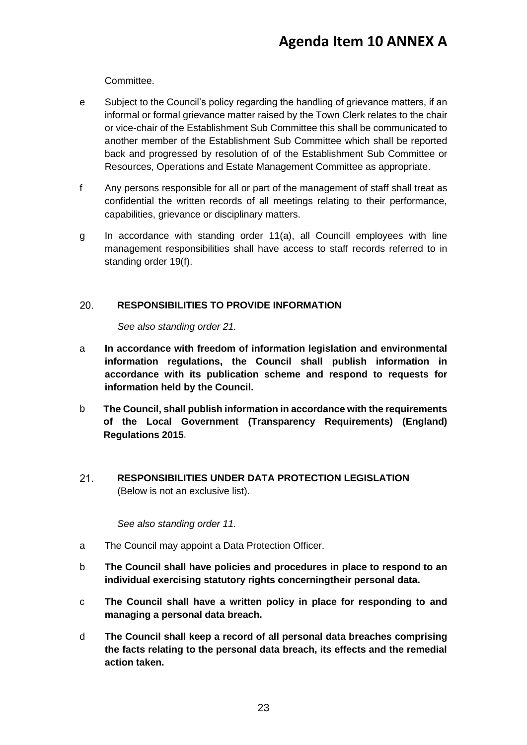Committee.

e Subject to the Council's policy regarding the handling of grievance matters, if an informal or formal grievance matter raised by the Town Clerk relates to the chair or vice-chair of the Establishment Sub Committee this shall be communicated to another member of the Establishment Sub Committee which shall be reported back and progressed by resolution of of the Establishment Sub Committee or Resources, Operations and Estate Management Committee as appropriate.

f Any persons responsible for all or part of the management of staff shall treat as confidential the written records of all meetings relating to their performance, capabilities, grievance or disciplinary matters.

g In accordance with standing order 11(a), all Councill employees with line management responsibilities shall have access to staff records referred to in standing order 19(f).

## 20. RESPONSIBILITIES TO PROVIDE INFORMATION

*See also standing order 21.*

a **In accordance with freedom of information legislation and environmental information regulations, the Council shall publish information in accordance with its publication scheme and respond to requests for information held by the Council.**

b **The Council, shall publish information in accordance with the requirements of the Local Government (Transparency Requirements) (England) Regulations 2015**.

## 21. RESPONSIBILITIES UNDER DATA PROTECTION LEGISLATION

(Below is not an exclusive list).

*See also standing order 11.*

a The Council may appoint a Data Protection Officer.

b **The Council shall have policies and procedures in place to respond to an individual exercising statutory rights concerningtheir personal data.**

c **The Council shall have a written policy in place for responding to and managing a personal data breach.**

d **The Council shall keep a record of all personal data breaches comprising the facts relating to the personal data breach, its effects and the remedial action taken.**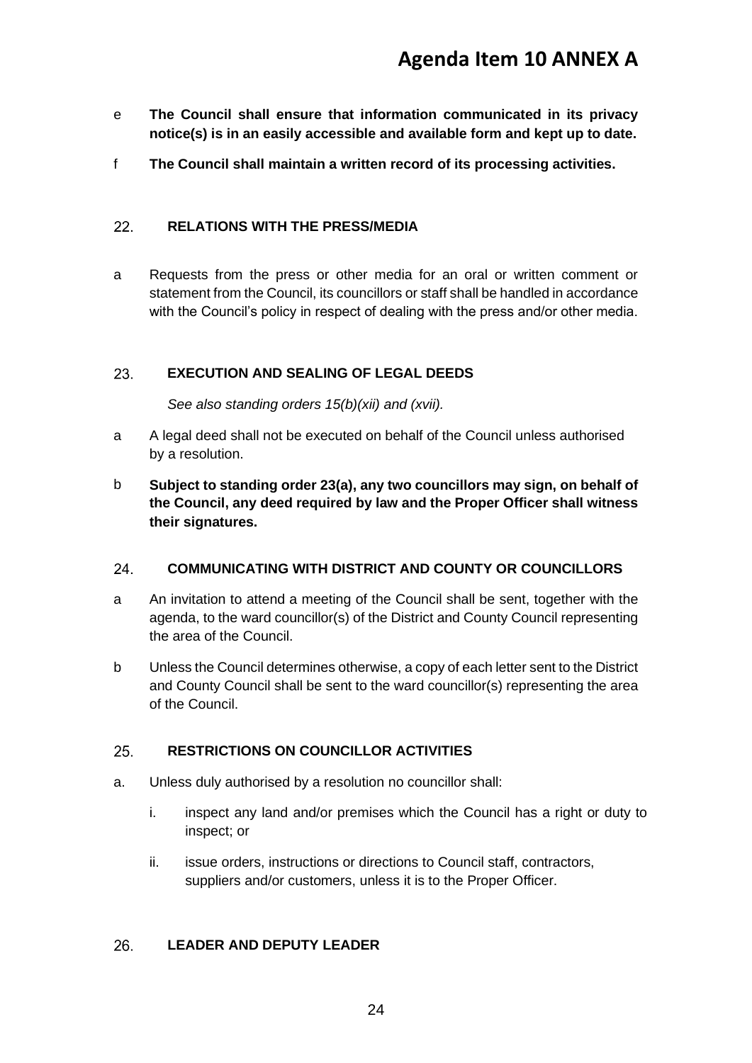e **The Council shall ensure that information communicated in its privacy notice(s) is in an easily accessible and available form and kept up to date.**

f **The Council shall maintain a written record of its processing activities.**

## 22. RELATIONS WITH THE PRESS/MEDIA

a Requests from the press or other media for an oral or written comment or statement from the Council, its councillors or staff shall be handled in accordance with the Council's policy in respect of dealing with the press and/or other media.

## 23. EXECUTION AND SEALING OF LEGAL DEEDS

*See also standing orders 15(b)(xii) and (xvii).*

a A legal deed shall not be executed on behalf of the Council unless authorised by a resolution.

b **Subject to standing order 23(a), any two councillors may sign, on behalf of the Council, any deed required by law and the Proper Officer shall witness their signatures.**

## 24. COMMUNICATING WITH DISTRICT AND COUNTY OR COUNCILLORS

a An invitation to attend a meeting of the Council shall be sent, together with the agenda, to the ward councillor(s) of the District and County Council representing the area of the Council.

b Unless the Council determines otherwise, a copy of each letter sent to the District and County Council shall be sent to the ward councillor(s) representing the area of the Council.

## 25. RESTRICTIONS ON COUNCILLOR ACTIVITIES

a. Unless duly authorised by a resolution no councillor shall:

   i. inspect any land and/or premises which the Council has a right or duty to inspect; or

   ii. issue orders, instructions or directions to Council staff, contractors, suppliers and/or customers, unless it is to the Proper Officer.

## 26. LEADER AND DEPUTY LEADER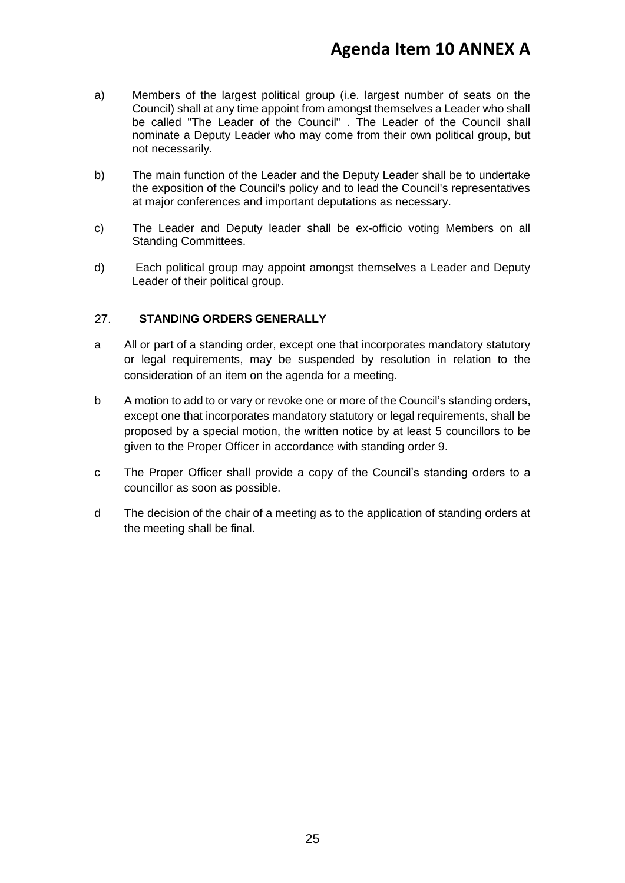a) Members of the largest political group (i.e. largest number of seats on the Council) shall at any time appoint from amongst themselves a Leader who shall be called "The Leader of the Council" . The Leader of the Council shall nominate a Deputy Leader who may come from their own political group, but not necessarily.

b) The main function of the Leader and the Deputy Leader shall be to undertake the exposition of the Council's policy and to lead the Council's representatives at major conferences and important deputations as necessary.

c) The Leader and Deputy leader shall be ex-officio voting Members on all Standing Committees.

d) Each political group may appoint amongst themselves a Leader and Deputy Leader of their political group.

## 27. STANDING ORDERS GENERALLY

a All or part of a standing order, except one that incorporates mandatory statutory or legal requirements, may be suspended by resolution in relation to the consideration of an item on the agenda for a meeting.

b A motion to add to or vary or revoke one or more of the Council's standing orders, except one that incorporates mandatory statutory or legal requirements, shall be proposed by a special motion, the written notice by at least 5 councillors to be given to the Proper Officer in accordance with standing order 9.

c The Proper Officer shall provide a copy of the Council's standing orders to a councillor as soon as possible.

d The decision of the chair of a meeting as to the application of standing orders at the meeting shall be final.